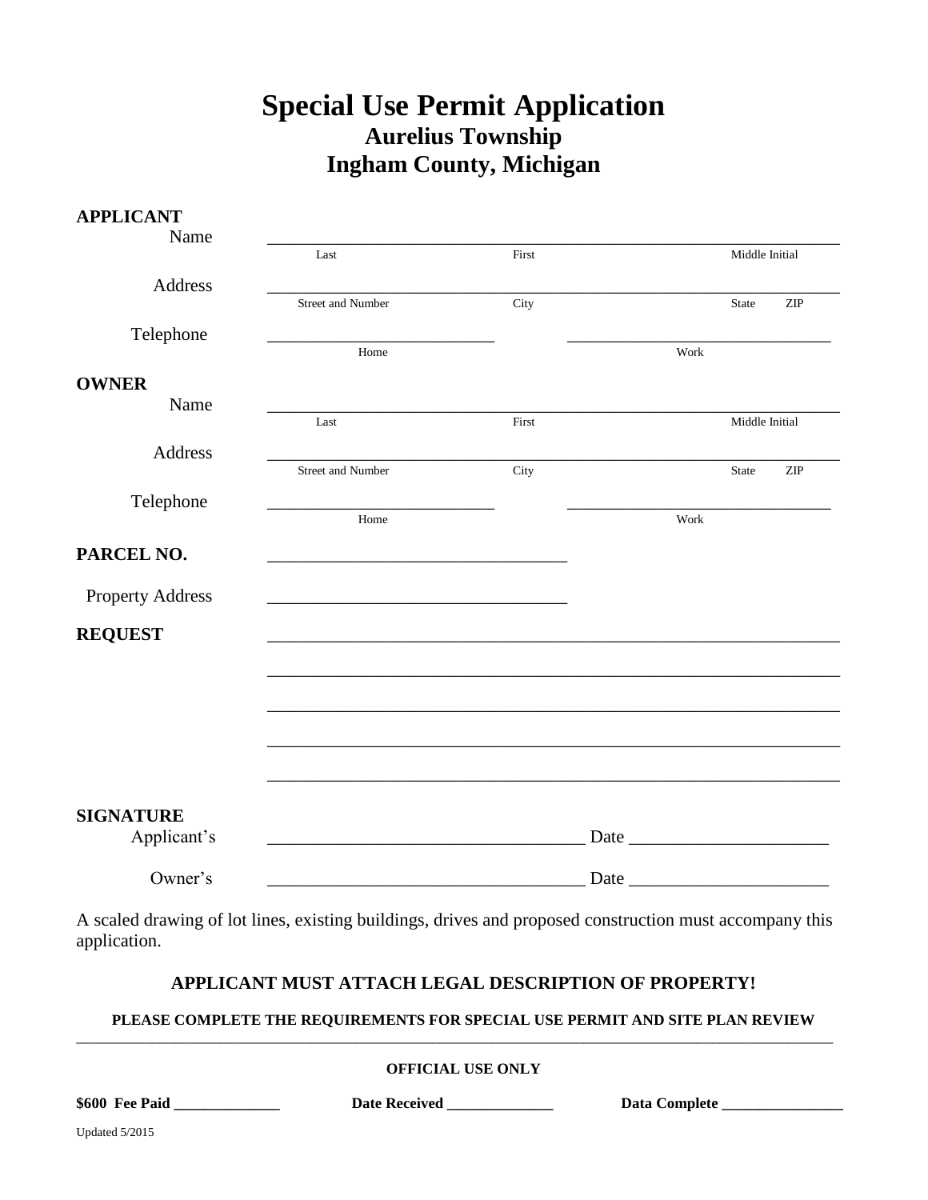# Special Use Permit Application
## Aurelius Township
## Ingham County, Michigan

**APPLICANT**

Name ______________________________________________________________
Last First Middle Initial

Address ______________________________________________________________
Street and Number City State ZIP

Telephone __________________________ ______________________________
Home Work

**OWNER**

Name ______________________________________________________________
Last First Middle Initial

Address ______________________________________________________________
Street and Number City State ZIP

Telephone __________________________ ______________________________
Home Work

**PARCEL NO.** __________________________________

Property Address __________________________________

**REQUEST** ______________________________________________________________

______________________________________________________________

______________________________________________________________

______________________________________________________________

______________________________________________________________

**SIGNATURE**

Applicant's ____________________________________ Date ______________________

Owner's ____________________________________ Date ______________________

A scaled drawing of lot lines, existing buildings, drives and proposed construction must accompany this application.

**APPLICANT MUST ATTACH LEGAL DESCRIPTION OF PROPERTY!**

**PLEASE COMPLETE THE REQUIREMENTS FOR SPECIAL USE PERMIT AND SITE PLAN REVIEW**

---

**OFFICIAL USE ONLY**

**$600 Fee Paid** ______________ **Date Received** ______________ **Data Complete** ________________

Updated 5/2015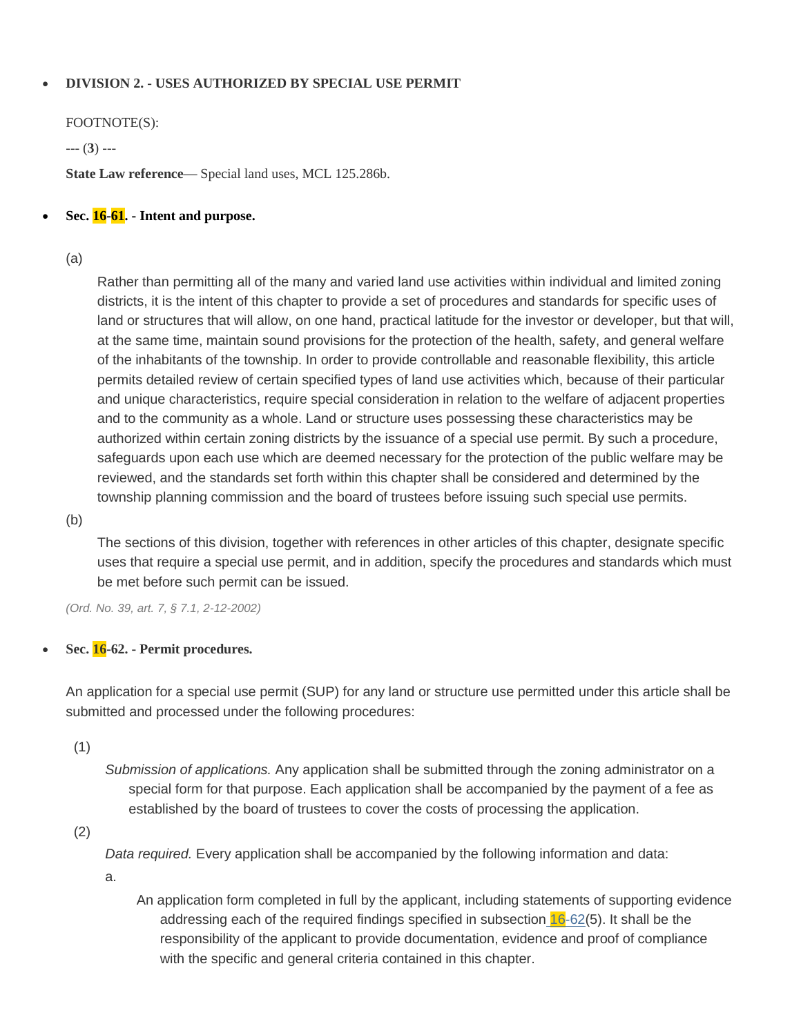- **DIVISION 2. - USES AUTHORIZED BY SPECIAL USE PERMIT**

FOOTNOTE(S):

--- (**3**) ---

**State Law reference—** Special land uses, MCL 125.286b.

- **Sec. 16-61. - Intent and purpose.**

(a)

Rather than permitting all of the many and varied land use activities within individual and limited zoning districts, it is the intent of this chapter to provide a set of procedures and standards for specific uses of land or structures that will allow, on one hand, practical latitude for the investor or developer, but that will, at the same time, maintain sound provisions for the protection of the health, safety, and general welfare of the inhabitants of the township. In order to provide controllable and reasonable flexibility, this article permits detailed review of certain specified types of land use activities which, because of their particular and unique characteristics, require special consideration in relation to the welfare of adjacent properties and to the community as a whole. Land or structure uses possessing these characteristics may be authorized within certain zoning districts by the issuance of a special use permit. By such a procedure, safeguards upon each use which are deemed necessary for the protection of the public welfare may be reviewed, and the standards set forth within this chapter shall be considered and determined by the township planning commission and the board of trustees before issuing such special use permits.

(b)

The sections of this division, together with references in other articles of this chapter, designate specific uses that require a special use permit, and in addition, specify the procedures and standards which must be met before such permit can be issued.

*(Ord. No. 39, art. 7, § 7.1, 2-12-2002)*

- **Sec. 16-62. - Permit procedures.**

An application for a special use permit (SUP) for any land or structure use permitted under this article shall be submitted and processed under the following procedures:

(1)

*Submission of applications.* Any application shall be submitted through the zoning administrator on a special form for that purpose. Each application shall be accompanied by the payment of a fee as established by the board of trustees to cover the costs of processing the application.

(2)

*Data required.* Every application shall be accompanied by the following information and data:

a.

An application form completed in full by the applicant, including statements of supporting evidence addressing each of the required findings specified in subsection 16-62(5). It shall be the responsibility of the applicant to provide documentation, evidence and proof of compliance with the specific and general criteria contained in this chapter.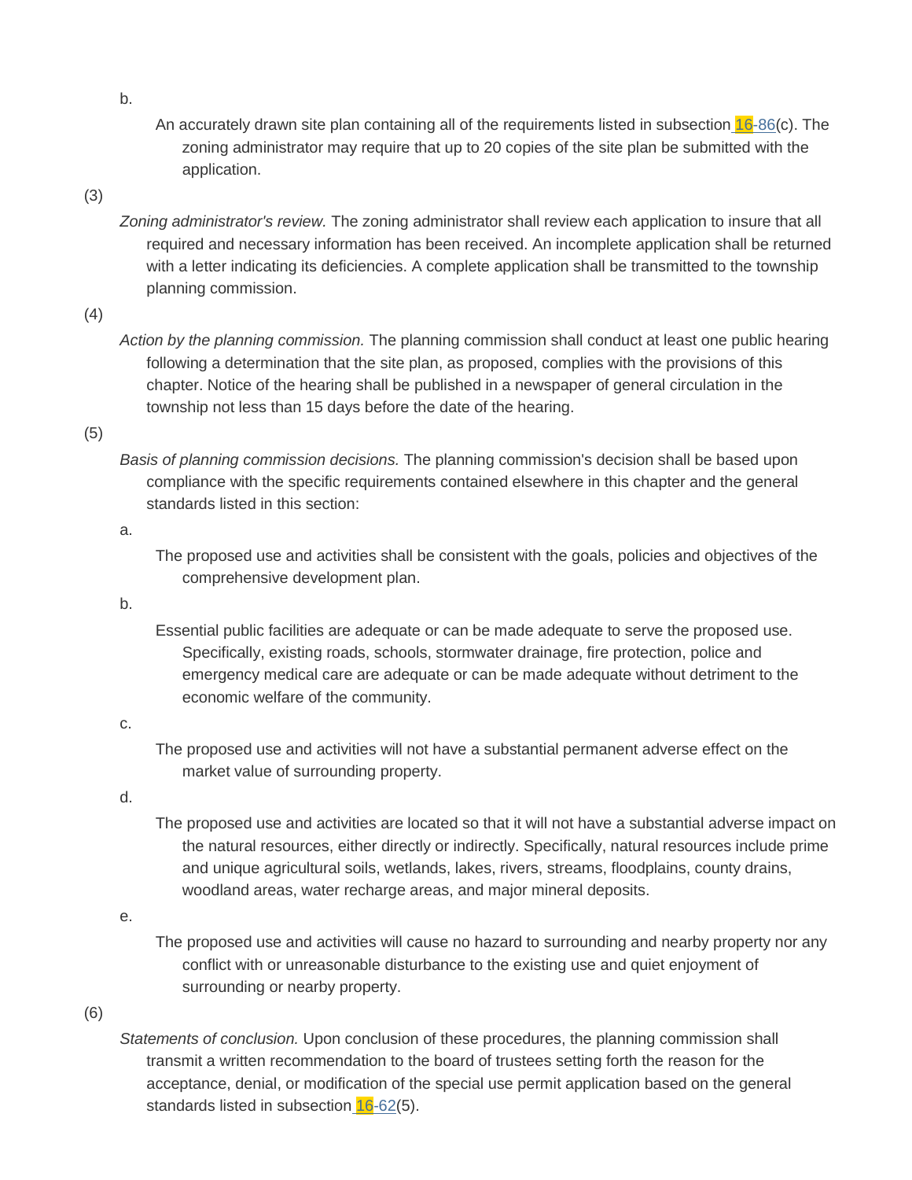b. An accurately drawn site plan containing all of the requirements listed in subsection 16-86(c). The zoning administrator may require that up to 20 copies of the site plan be submitted with the application.

(3) *Zoning administrator's review.* The zoning administrator shall review each application to insure that all required and necessary information has been received. An incomplete application shall be returned with a letter indicating its deficiencies. A complete application shall be transmitted to the township planning commission.

(4) *Action by the planning commission.* The planning commission shall conduct at least one public hearing following a determination that the site plan, as proposed, complies with the provisions of this chapter. Notice of the hearing shall be published in a newspaper of general circulation in the township not less than 15 days before the date of the hearing.

(5) *Basis of planning commission decisions.* The planning commission's decision shall be based upon compliance with the specific requirements contained elsewhere in this chapter and the general standards listed in this section:

a. The proposed use and activities shall be consistent with the goals, policies and objectives of the comprehensive development plan.

b. Essential public facilities are adequate or can be made adequate to serve the proposed use. Specifically, existing roads, schools, stormwater drainage, fire protection, police and emergency medical care are adequate or can be made adequate without detriment to the economic welfare of the community.

c. The proposed use and activities will not have a substantial permanent adverse effect on the market value of surrounding property.

d. The proposed use and activities are located so that it will not have a substantial adverse impact on the natural resources, either directly or indirectly. Specifically, natural resources include prime and unique agricultural soils, wetlands, lakes, rivers, streams, floodplains, county drains, woodland areas, water recharge areas, and major mineral deposits.

e. The proposed use and activities will cause no hazard to surrounding and nearby property nor any conflict with or unreasonable disturbance to the existing use and quiet enjoyment of surrounding or nearby property.

(6) *Statements of conclusion.* Upon conclusion of these procedures, the planning commission shall transmit a written recommendation to the board of trustees setting forth the reason for the acceptance, denial, or modification of the special use permit application based on the general standards listed in subsection 16-62(5).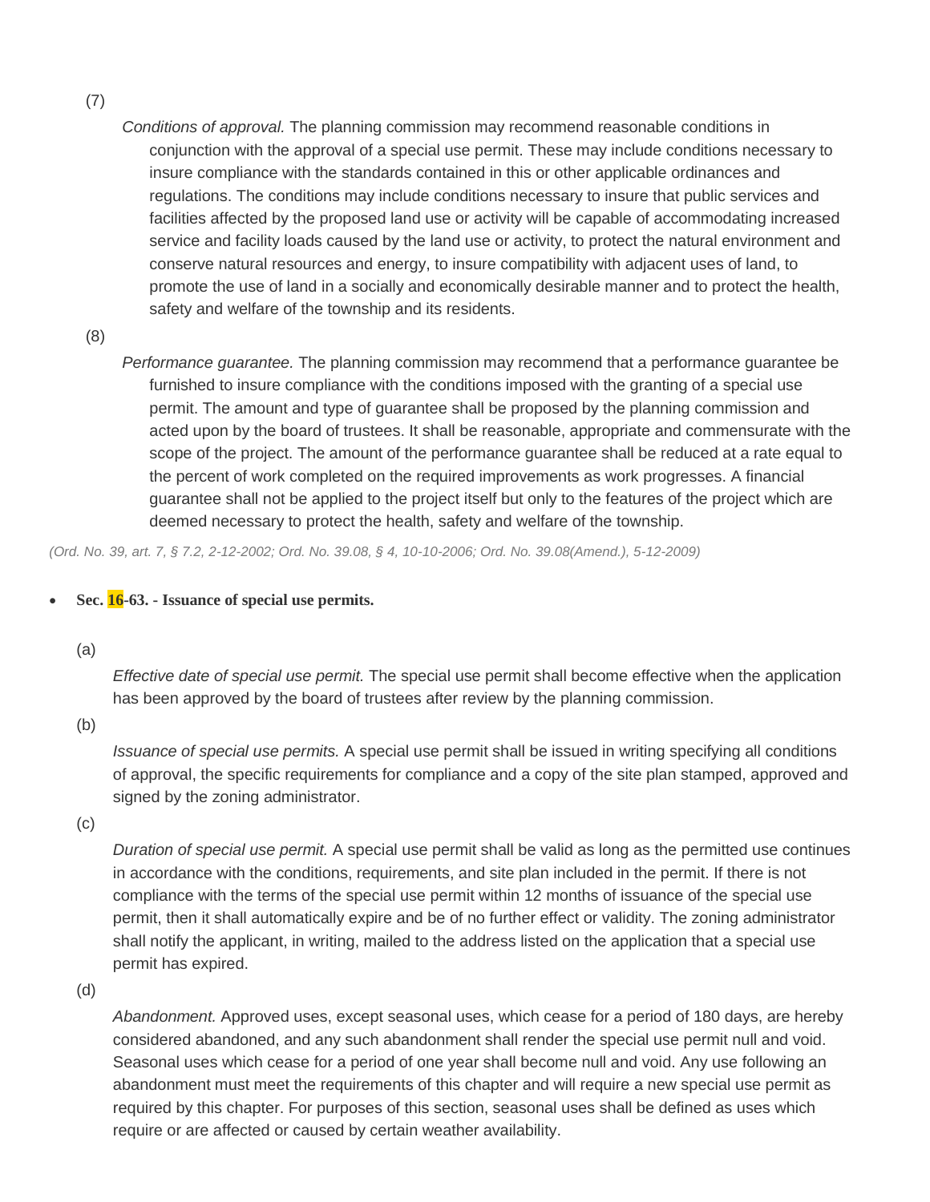(7)

*Conditions of approval.* The planning commission may recommend reasonable conditions in conjunction with the approval of a special use permit. These may include conditions necessary to insure compliance with the standards contained in this or other applicable ordinances and regulations. The conditions may include conditions necessary to insure that public services and facilities affected by the proposed land use or activity will be capable of accommodating increased service and facility loads caused by the land use or activity, to protect the natural environment and conserve natural resources and energy, to insure compatibility with adjacent uses of land, to promote the use of land in a socially and economically desirable manner and to protect the health, safety and welfare of the township and its residents.

(8)

*Performance guarantee.* The planning commission may recommend that a performance guarantee be furnished to insure compliance with the conditions imposed with the granting of a special use permit. The amount and type of guarantee shall be proposed by the planning commission and acted upon by the board of trustees. It shall be reasonable, appropriate and commensurate with the scope of the project. The amount of the performance guarantee shall be reduced at a rate equal to the percent of work completed on the required improvements as work progresses. A financial guarantee shall not be applied to the project itself but only to the features of the project which are deemed necessary to protect the health, safety and welfare of the township.

*(Ord. No. 39, art. 7, § 7.2, 2-12-2002; Ord. No. 39.08, § 4, 10-10-2006; Ord. No. 39.08(Amend.), 5-12-2009)*

- **Sec. 16-63. - Issuance of special use permits.**

(a)

*Effective date of special use permit.* The special use permit shall become effective when the application has been approved by the board of trustees after review by the planning commission.

(b)

*Issuance of special use permits.* A special use permit shall be issued in writing specifying all conditions of approval, the specific requirements for compliance and a copy of the site plan stamped, approved and signed by the zoning administrator.

(c)

*Duration of special use permit.* A special use permit shall be valid as long as the permitted use continues in accordance with the conditions, requirements, and site plan included in the permit. If there is not compliance with the terms of the special use permit within 12 months of issuance of the special use permit, then it shall automatically expire and be of no further effect or validity. The zoning administrator shall notify the applicant, in writing, mailed to the address listed on the application that a special use permit has expired.

(d)

*Abandonment.* Approved uses, except seasonal uses, which cease for a period of 180 days, are hereby considered abandoned, and any such abandonment shall render the special use permit null and void. Seasonal uses which cease for a period of one year shall become null and void. Any use following an abandonment must meet the requirements of this chapter and will require a new special use permit as required by this chapter. For purposes of this section, seasonal uses shall be defined as uses which require or are affected or caused by certain weather availability.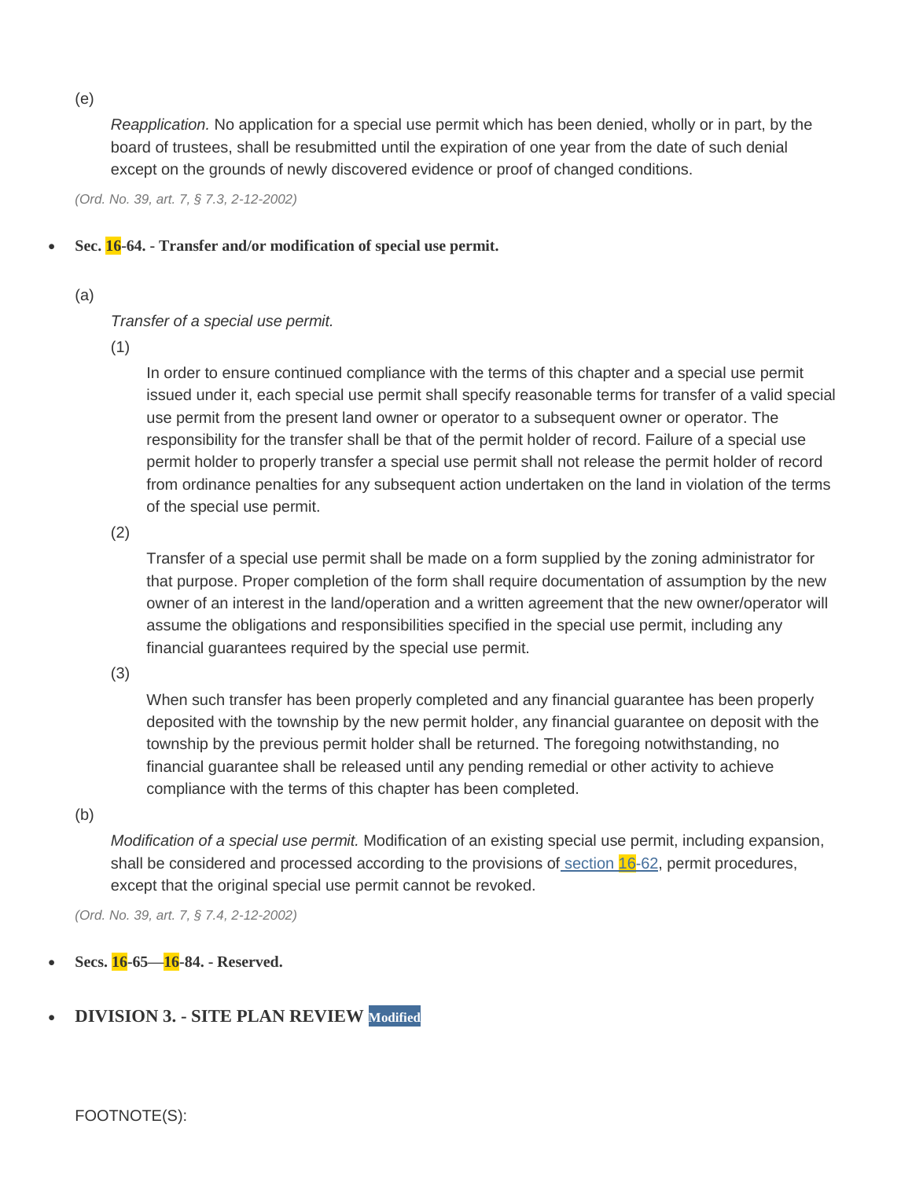(e)

*Reapplication.* No application for a special use permit which has been denied, wholly or in part, by the board of trustees, shall be resubmitted until the expiration of one year from the date of such denial except on the grounds of newly discovered evidence or proof of changed conditions.

*(Ord. No. 39, art. 7, § 7.3, 2-12-2002)*

- **Sec. 16-64. - Transfer and/or modification of special use permit.**

(a)

*Transfer of a special use permit.*

(1)

In order to ensure continued compliance with the terms of this chapter and a special use permit issued under it, each special use permit shall specify reasonable terms for transfer of a valid special use permit from the present land owner or operator to a subsequent owner or operator. The responsibility for the transfer shall be that of the permit holder of record. Failure of a special use permit holder to properly transfer a special use permit shall not release the permit holder of record from ordinance penalties for any subsequent action undertaken on the land in violation of the terms of the special use permit.

(2)

Transfer of a special use permit shall be made on a form supplied by the zoning administrator for that purpose. Proper completion of the form shall require documentation of assumption by the new owner of an interest in the land/operation and a written agreement that the new owner/operator will assume the obligations and responsibilities specified in the special use permit, including any financial guarantees required by the special use permit.

(3)

When such transfer has been properly completed and any financial guarantee has been properly deposited with the township by the new permit holder, any financial guarantee on deposit with the township by the previous permit holder shall be returned. The foregoing notwithstanding, no financial guarantee shall be released until any pending remedial or other activity to achieve compliance with the terms of this chapter has been completed.

(b)

*Modification of a special use permit.* Modification of an existing special use permit, including expansion, shall be considered and processed according to the provisions of section 16-62, permit procedures, except that the original special use permit cannot be revoked.

*(Ord. No. 39, art. 7, § 7.4, 2-12-2002)*

- **Secs. 16-65—16-84. - Reserved.**

- **DIVISION 3. - SITE PLAN REVIEW** Modified

FOOTNOTE(S):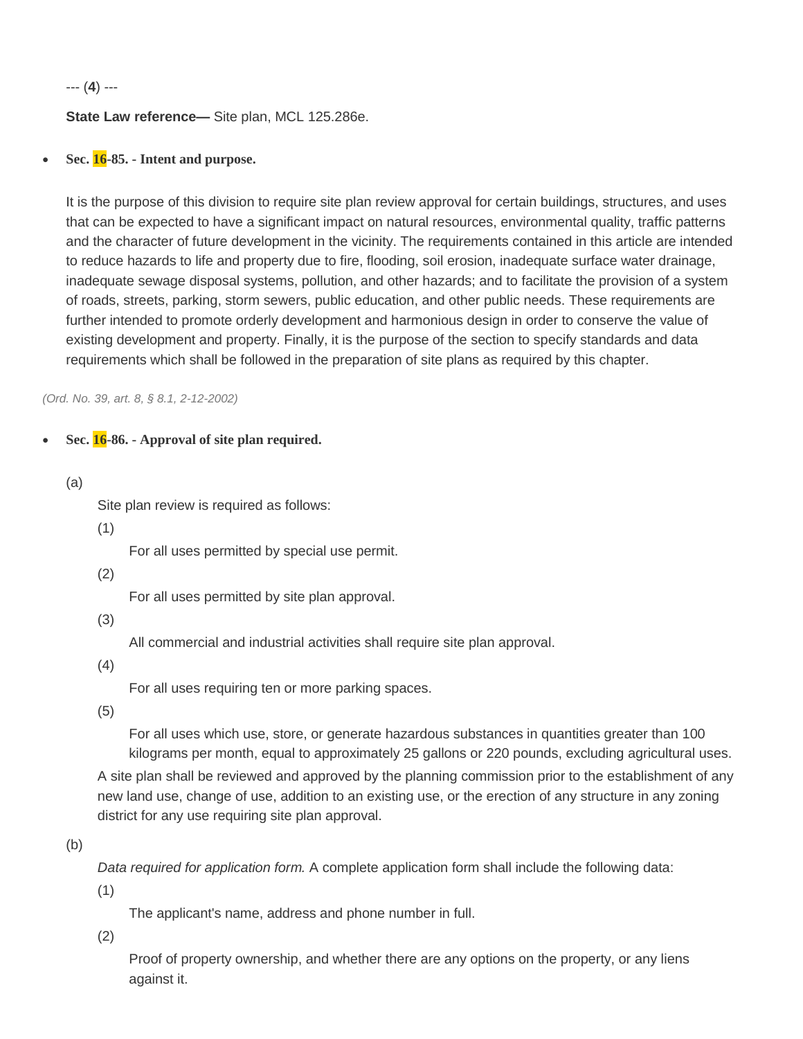--- (**4**) ---

**State Law reference—** Site plan, MCL 125.286e.

- **Sec. 16-85. - Intent and purpose.**

It is the purpose of this division to require site plan review approval for certain buildings, structures, and uses that can be expected to have a significant impact on natural resources, environmental quality, traffic patterns and the character of future development in the vicinity. The requirements contained in this article are intended to reduce hazards to life and property due to fire, flooding, soil erosion, inadequate surface water drainage, inadequate sewage disposal systems, pollution, and other hazards; and to facilitate the provision of a system of roads, streets, parking, storm sewers, public education, and other public needs. These requirements are further intended to promote orderly development and harmonious design in order to conserve the value of existing development and property. Finally, it is the purpose of the section to specify standards and data requirements which shall be followed in the preparation of site plans as required by this chapter.

*(Ord. No. 39, art. 8, § 8.1, 2-12-2002)*

- **Sec. 16-86. - Approval of site plan required.**

(a)

Site plan review is required as follows:

(1)

For all uses permitted by special use permit.

(2)

For all uses permitted by site plan approval.

(3)

All commercial and industrial activities shall require site plan approval.

(4)

For all uses requiring ten or more parking spaces.

(5)

For all uses which use, store, or generate hazardous substances in quantities greater than 100 kilograms per month, equal to approximately 25 gallons or 220 pounds, excluding agricultural uses.

A site plan shall be reviewed and approved by the planning commission prior to the establishment of any new land use, change of use, addition to an existing use, or the erection of any structure in any zoning district for any use requiring site plan approval.

(b)

*Data required for application form.* A complete application form shall include the following data:

(1)

The applicant's name, address and phone number in full.

(2)

Proof of property ownership, and whether there are any options on the property, or any liens against it.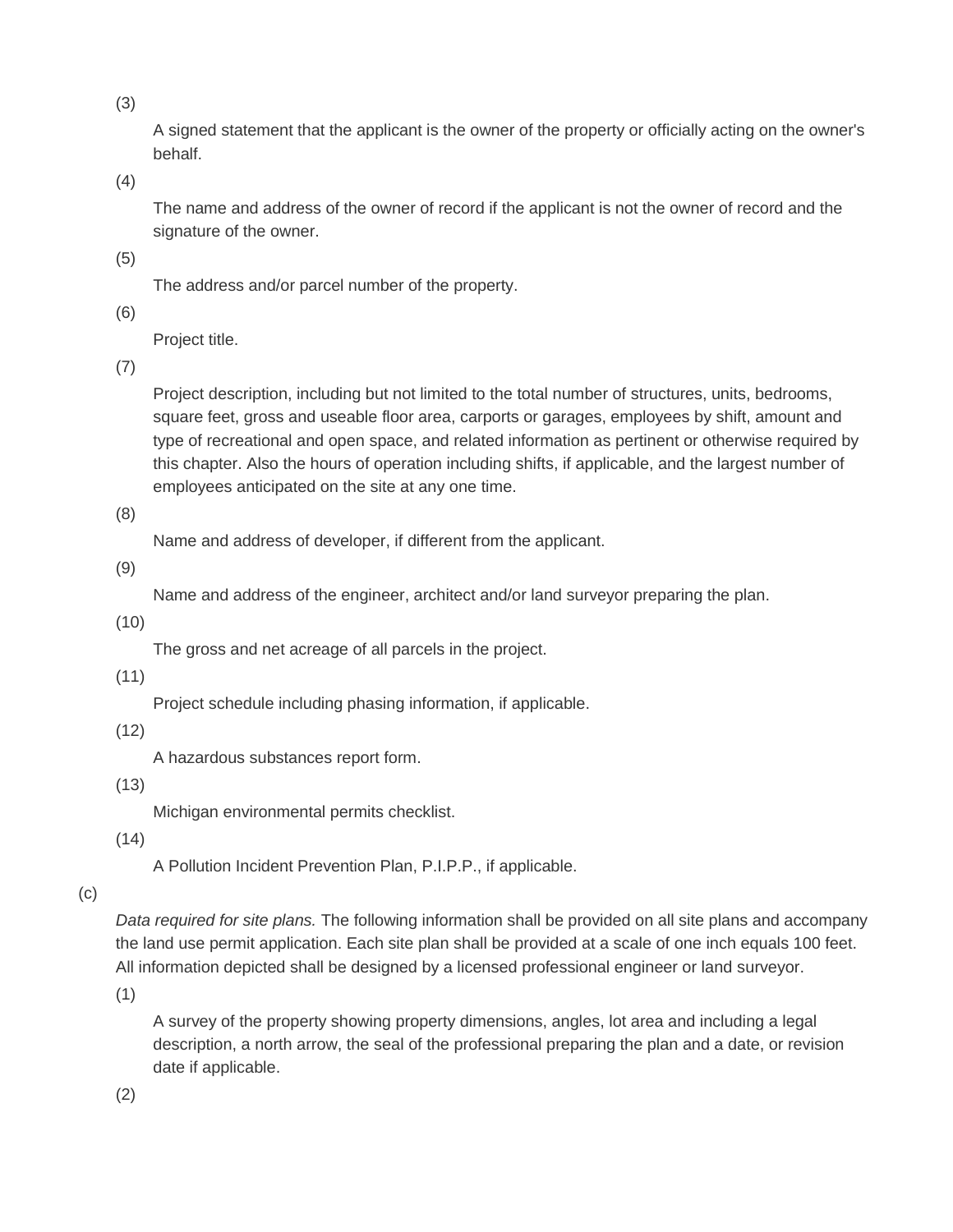(3)

A signed statement that the applicant is the owner of the property or officially acting on the owner's behalf.

(4)

The name and address of the owner of record if the applicant is not the owner of record and the signature of the owner.

(5)

The address and/or parcel number of the property.

(6)

Project title.

(7)

Project description, including but not limited to the total number of structures, units, bedrooms, square feet, gross and useable floor area, carports or garages, employees by shift, amount and type of recreational and open space, and related information as pertinent or otherwise required by this chapter. Also the hours of operation including shifts, if applicable, and the largest number of employees anticipated on the site at any one time.

(8)

Name and address of developer, if different from the applicant.

(9)

Name and address of the engineer, architect and/or land surveyor preparing the plan.

(10)

The gross and net acreage of all parcels in the project.

(11)

Project schedule including phasing information, if applicable.

(12)

A hazardous substances report form.

(13)

Michigan environmental permits checklist.

(14)

A Pollution Incident Prevention Plan, P.I.P.P., if applicable.

(c)

*Data required for site plans.* The following information shall be provided on all site plans and accompany the land use permit application. Each site plan shall be provided at a scale of one inch equals 100 feet. All information depicted shall be designed by a licensed professional engineer or land surveyor.

(1)

A survey of the property showing property dimensions, angles, lot area and including a legal description, a north arrow, the seal of the professional preparing the plan and a date, or revision date if applicable.

(2)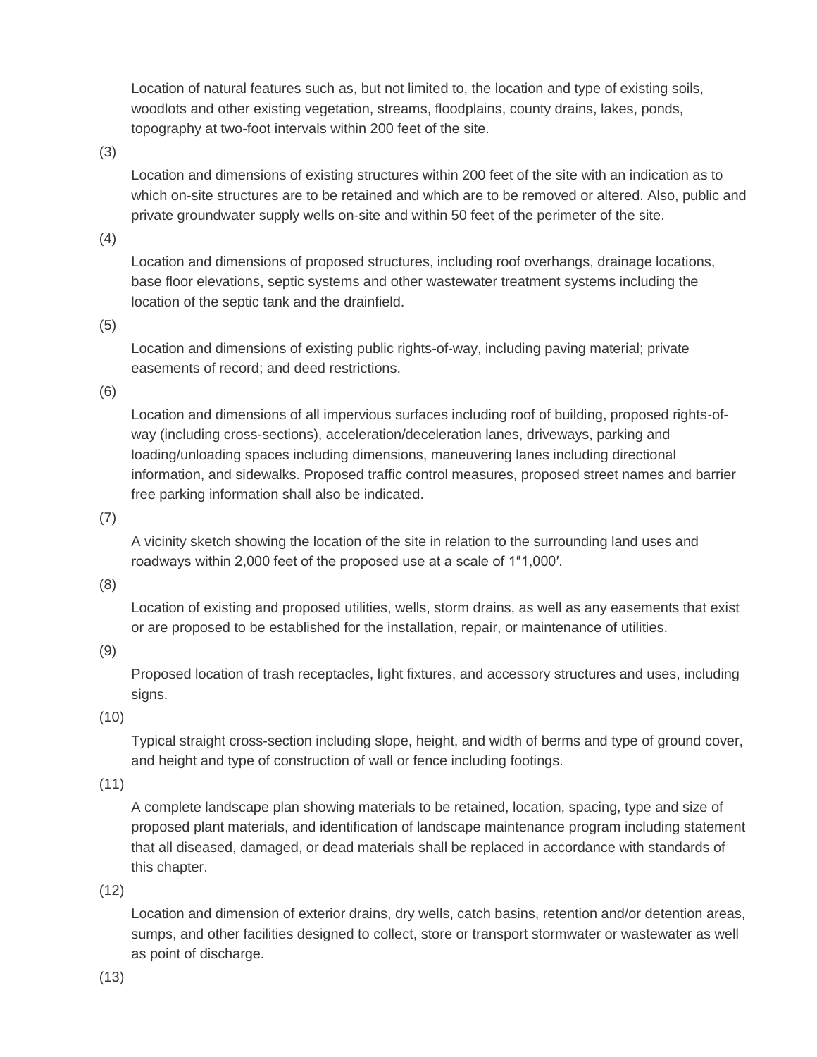Location of natural features such as, but not limited to, the location and type of existing soils, woodlots and other existing vegetation, streams, floodplains, county drains, lakes, ponds, topography at two-foot intervals within 200 feet of the site.

(3)

Location and dimensions of existing structures within 200 feet of the site with an indication as to which on-site structures are to be retained and which are to be removed or altered. Also, public and private groundwater supply wells on-site and within 50 feet of the perimeter of the site.

(4)

Location and dimensions of proposed structures, including roof overhangs, drainage locations, base floor elevations, septic systems and other wastewater treatment systems including the location of the septic tank and the drainfield.

(5)

Location and dimensions of existing public rights-of-way, including paving material; private easements of record; and deed restrictions.

(6)

Location and dimensions of all impervious surfaces including roof of building, proposed rights-of-way (including cross-sections), acceleration/deceleration lanes, driveways, parking and loading/unloading spaces including dimensions, maneuvering lanes including directional information, and sidewalks. Proposed traffic control measures, proposed street names and barrier free parking information shall also be indicated.

(7)

A vicinity sketch showing the location of the site in relation to the surrounding land uses and roadways within 2,000 feet of the proposed use at a scale of 1″1,000′.

(8)

Location of existing and proposed utilities, wells, storm drains, as well as any easements that exist or are proposed to be established for the installation, repair, or maintenance of utilities.

(9)

Proposed location of trash receptacles, light fixtures, and accessory structures and uses, including signs.

(10)

Typical straight cross-section including slope, height, and width of berms and type of ground cover, and height and type of construction of wall or fence including footings.

(11)

A complete landscape plan showing materials to be retained, location, spacing, type and size of proposed plant materials, and identification of landscape maintenance program including statement that all diseased, damaged, or dead materials shall be replaced in accordance with standards of this chapter.

(12)

Location and dimension of exterior drains, dry wells, catch basins, retention and/or detention areas, sumps, and other facilities designed to collect, store or transport stormwater or wastewater as well as point of discharge.

(13)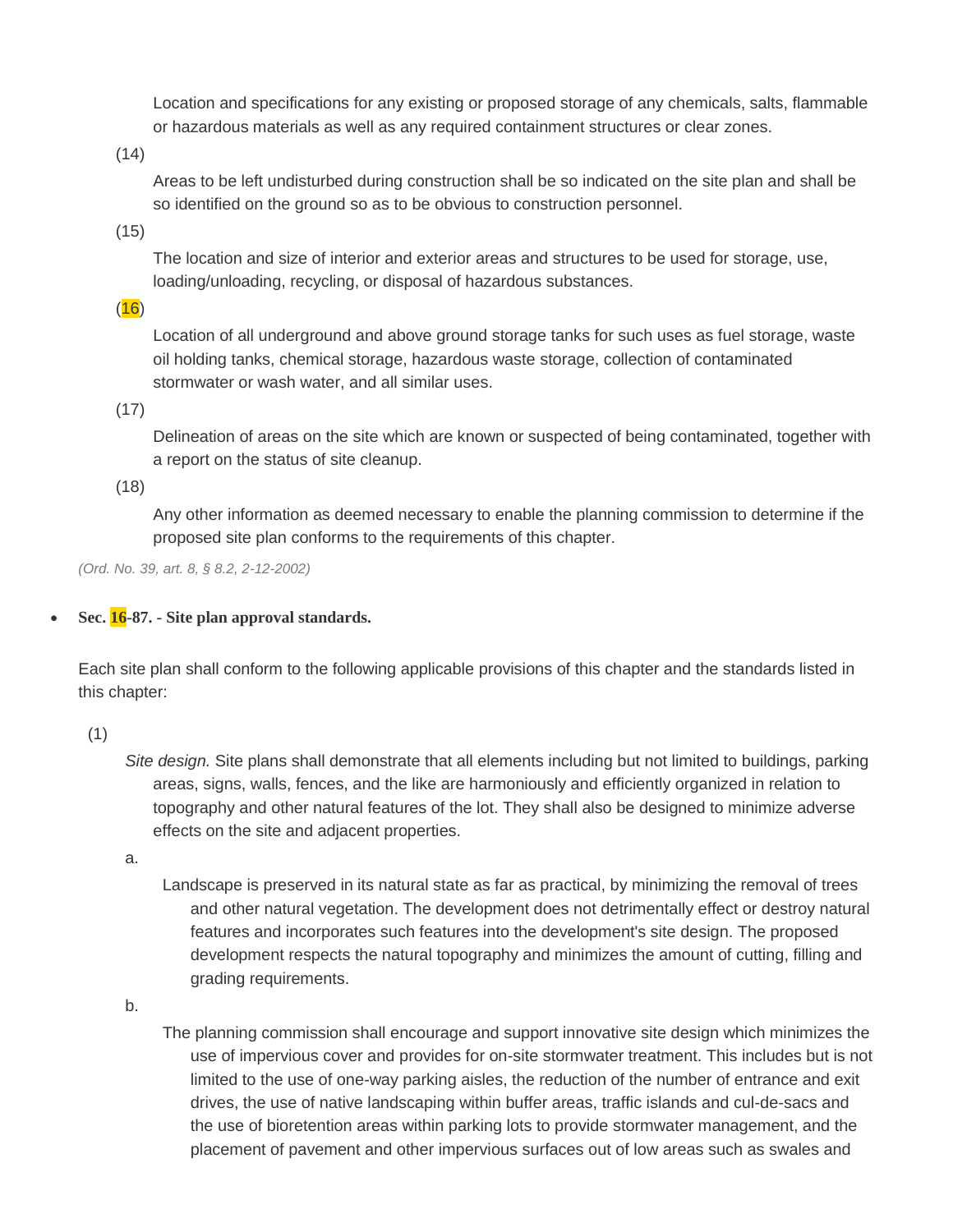Location and specifications for any existing or proposed storage of any chemicals, salts, flammable or hazardous materials as well as any required containment structures or clear zones.

(14)

Areas to be left undisturbed during construction shall be so indicated on the site plan and shall be so identified on the ground so as to be obvious to construction personnel.

(15)

The location and size of interior and exterior areas and structures to be used for storage, use, loading/unloading, recycling, or disposal of hazardous substances.

(16)

Location of all underground and above ground storage tanks for such uses as fuel storage, waste oil holding tanks, chemical storage, hazardous waste storage, collection of contaminated stormwater or wash water, and all similar uses.

(17)

Delineation of areas on the site which are known or suspected of being contaminated, together with a report on the status of site cleanup.

(18)

Any other information as deemed necessary to enable the planning commission to determine if the proposed site plan conforms to the requirements of this chapter.

*(Ord. No. 39, art. 8, § 8.2, 2-12-2002)*

- **Sec. 16-87. - Site plan approval standards.**

Each site plan shall conform to the following applicable provisions of this chapter and the standards listed in this chapter:

(1)

*Site design.* Site plans shall demonstrate that all elements including but not limited to buildings, parking areas, signs, walls, fences, and the like are harmoniously and efficiently organized in relation to topography and other natural features of the lot. They shall also be designed to minimize adverse effects on the site and adjacent properties.

a.

Landscape is preserved in its natural state as far as practical, by minimizing the removal of trees and other natural vegetation. The development does not detrimentally effect or destroy natural features and incorporates such features into the development's site design. The proposed development respects the natural topography and minimizes the amount of cutting, filling and grading requirements.

b.

The planning commission shall encourage and support innovative site design which minimizes the use of impervious cover and provides for on-site stormwater treatment. This includes but is not limited to the use of one-way parking aisles, the reduction of the number of entrance and exit drives, the use of native landscaping within buffer areas, traffic islands and cul-de-sacs and the use of bioretention areas within parking lots to provide stormwater management, and the placement of pavement and other impervious surfaces out of low areas such as swales and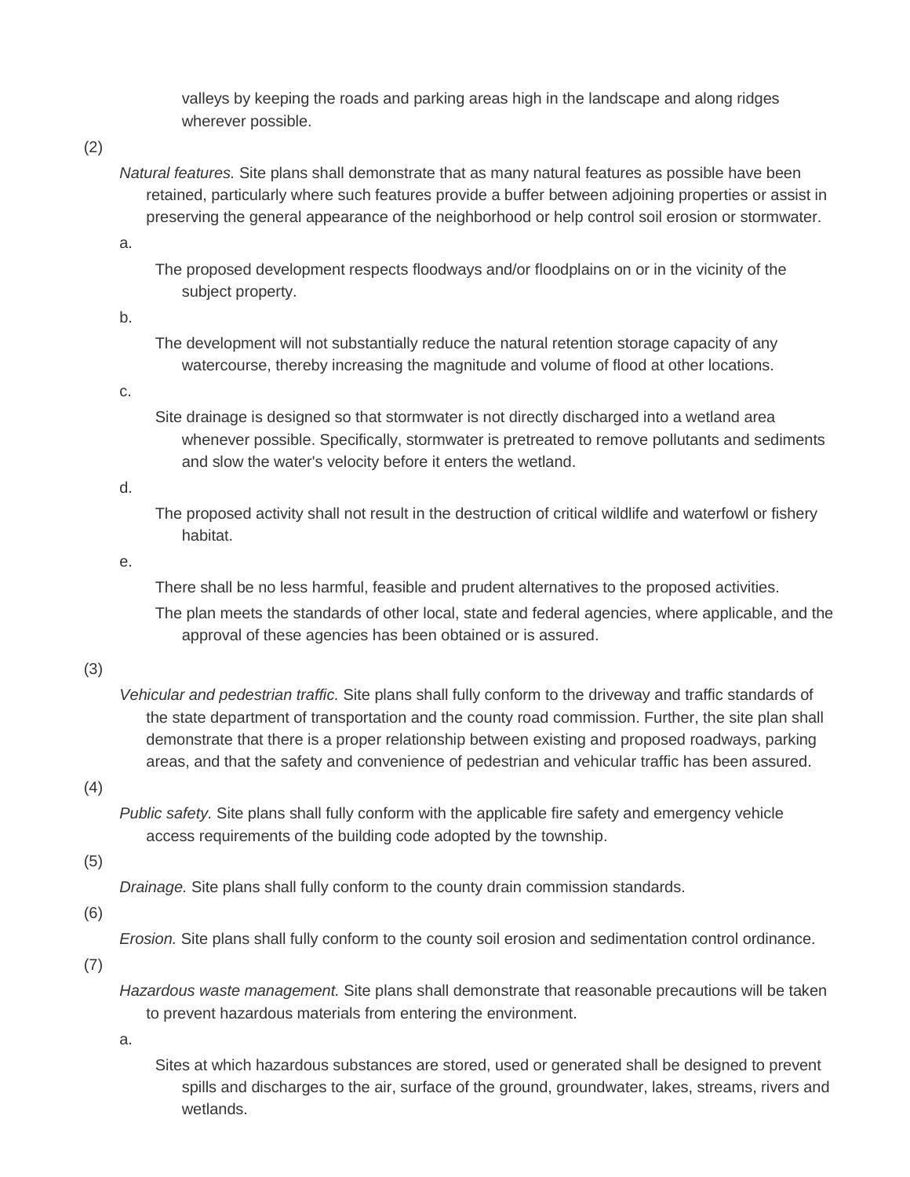valleys by keeping the roads and parking areas high in the landscape and along ridges wherever possible.

(2) *Natural features.* Site plans shall demonstrate that as many natural features as possible have been retained, particularly where such features provide a buffer between adjoining properties or assist in preserving the general appearance of the neighborhood or help control soil erosion or stormwater.

a. The proposed development respects floodways and/or floodplains on or in the vicinity of the subject property.

b. The development will not substantially reduce the natural retention storage capacity of any watercourse, thereby increasing the magnitude and volume of flood at other locations.

c. Site drainage is designed so that stormwater is not directly discharged into a wetland area whenever possible. Specifically, stormwater is pretreated to remove pollutants and sediments and slow the water's velocity before it enters the wetland.

d. The proposed activity shall not result in the destruction of critical wildlife and waterfowl or fishery habitat.

e. There shall be no less harmful, feasible and prudent alternatives to the proposed activities.

The plan meets the standards of other local, state and federal agencies, where applicable, and the approval of these agencies has been obtained or is assured.

(3) *Vehicular and pedestrian traffic.* Site plans shall fully conform to the driveway and traffic standards of the state department of transportation and the county road commission. Further, the site plan shall demonstrate that there is a proper relationship between existing and proposed roadways, parking areas, and that the safety and convenience of pedestrian and vehicular traffic has been assured.

(4) *Public safety.* Site plans shall fully conform with the applicable fire safety and emergency vehicle access requirements of the building code adopted by the township.

(5) *Drainage.* Site plans shall fully conform to the county drain commission standards.

(6) *Erosion.* Site plans shall fully conform to the county soil erosion and sedimentation control ordinance.

(7) *Hazardous waste management.* Site plans shall demonstrate that reasonable precautions will be taken to prevent hazardous materials from entering the environment.

a. Sites at which hazardous substances are stored, used or generated shall be designed to prevent spills and discharges to the air, surface of the ground, groundwater, lakes, streams, rivers and wetlands.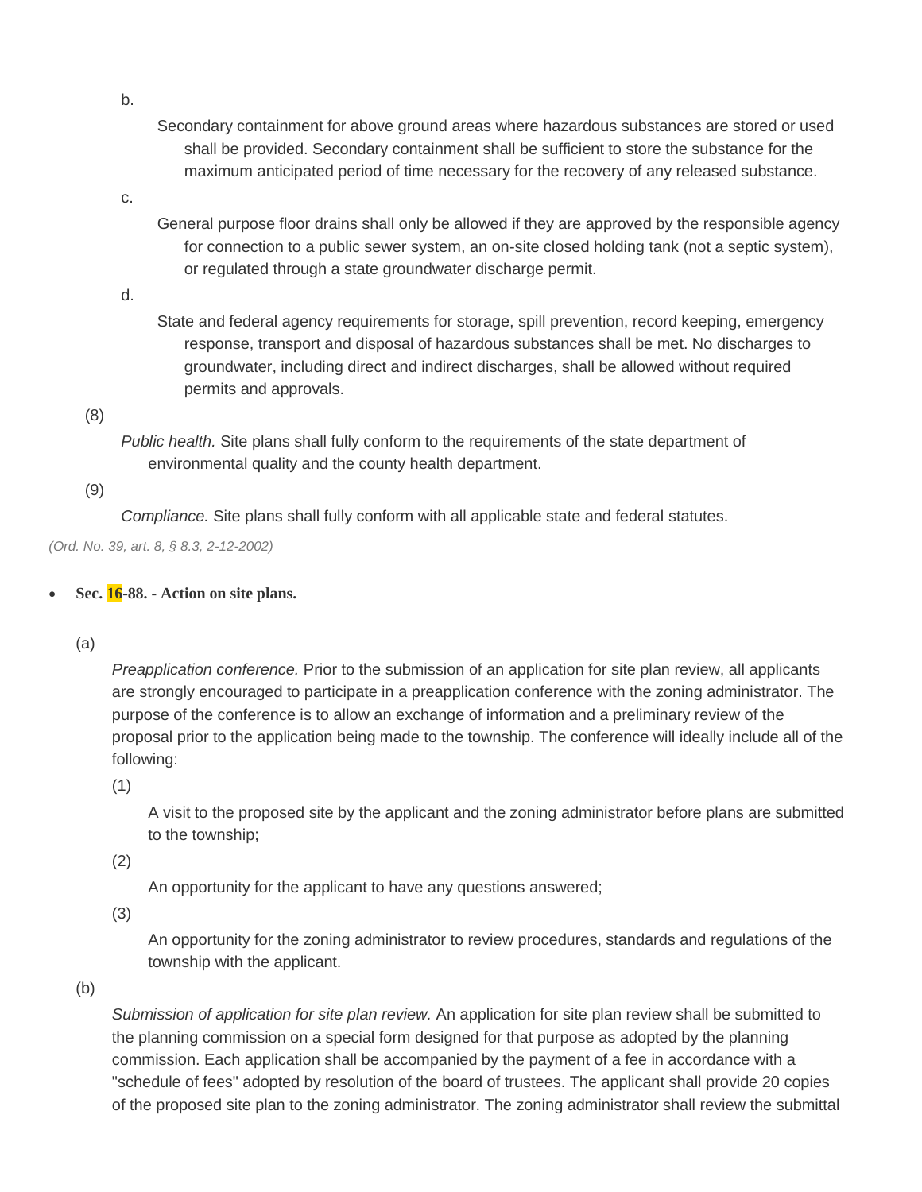b.

Secondary containment for above ground areas where hazardous substances are stored or used shall be provided. Secondary containment shall be sufficient to store the substance for the maximum anticipated period of time necessary for the recovery of any released substance.

c.

General purpose floor drains shall only be allowed if they are approved by the responsible agency for connection to a public sewer system, an on-site closed holding tank (not a septic system), or regulated through a state groundwater discharge permit.

d.

State and federal agency requirements for storage, spill prevention, record keeping, emergency response, transport and disposal of hazardous substances shall be met. No discharges to groundwater, including direct and indirect discharges, shall be allowed without required permits and approvals.

(8)

*Public health.* Site plans shall fully conform to the requirements of the state department of environmental quality and the county health department.

(9)

*Compliance.* Site plans shall fully conform with all applicable state and federal statutes.

*(Ord. No. 39, art. 8, § 8.3, 2-12-2002)*

- **Sec. 16-88. - Action on site plans.**

(a)

*Preapplication conference.* Prior to the submission of an application for site plan review, all applicants are strongly encouraged to participate in a preapplication conference with the zoning administrator. The purpose of the conference is to allow an exchange of information and a preliminary review of the proposal prior to the application being made to the township. The conference will ideally include all of the following:

(1)

A visit to the proposed site by the applicant and the zoning administrator before plans are submitted to the township;

(2)

An opportunity for the applicant to have any questions answered;

(3)

An opportunity for the zoning administrator to review procedures, standards and regulations of the township with the applicant.

(b)

*Submission of application for site plan review.* An application for site plan review shall be submitted to the planning commission on a special form designed for that purpose as adopted by the planning commission. Each application shall be accompanied by the payment of a fee in accordance with a "schedule of fees" adopted by resolution of the board of trustees. The applicant shall provide 20 copies of the proposed site plan to the zoning administrator. The zoning administrator shall review the submittal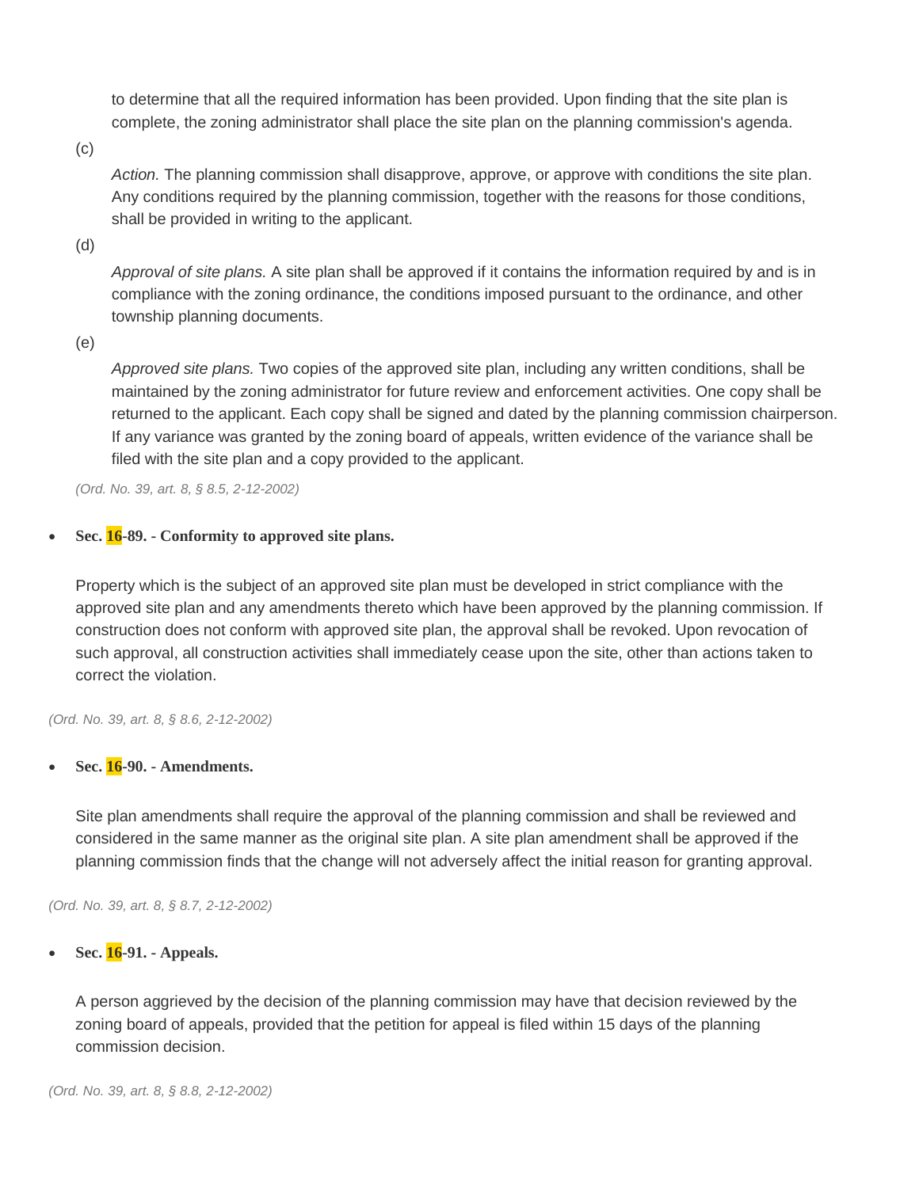to determine that all the required information has been provided. Upon finding that the site plan is complete, the zoning administrator shall place the site plan on the planning commission's agenda.

(c)

*Action.* The planning commission shall disapprove, approve, or approve with conditions the site plan. Any conditions required by the planning commission, together with the reasons for those conditions, shall be provided in writing to the applicant.

(d)

*Approval of site plans.* A site plan shall be approved if it contains the information required by and is in compliance with the zoning ordinance, the conditions imposed pursuant to the ordinance, and other township planning documents.

(e)

*Approved site plans.* Two copies of the approved site plan, including any written conditions, shall be maintained by the zoning administrator for future review and enforcement activities. One copy shall be returned to the applicant. Each copy shall be signed and dated by the planning commission chairperson. If any variance was granted by the zoning board of appeals, written evidence of the variance shall be filed with the site plan and a copy provided to the applicant.

*(Ord. No. 39, art. 8, § 8.5, 2-12-2002)*

- **Sec. 16-89. - Conformity to approved site plans.**

Property which is the subject of an approved site plan must be developed in strict compliance with the approved site plan and any amendments thereto which have been approved by the planning commission. If construction does not conform with approved site plan, the approval shall be revoked. Upon revocation of such approval, all construction activities shall immediately cease upon the site, other than actions taken to correct the violation.

*(Ord. No. 39, art. 8, § 8.6, 2-12-2002)*

- **Sec. 16-90. - Amendments.**

Site plan amendments shall require the approval of the planning commission and shall be reviewed and considered in the same manner as the original site plan. A site plan amendment shall be approved if the planning commission finds that the change will not adversely affect the initial reason for granting approval.

*(Ord. No. 39, art. 8, § 8.7, 2-12-2002)*

- **Sec. 16-91. - Appeals.**

A person aggrieved by the decision of the planning commission may have that decision reviewed by the zoning board of appeals, provided that the petition for appeal is filed within 15 days of the planning commission decision.

*(Ord. No. 39, art. 8, § 8.8, 2-12-2002)*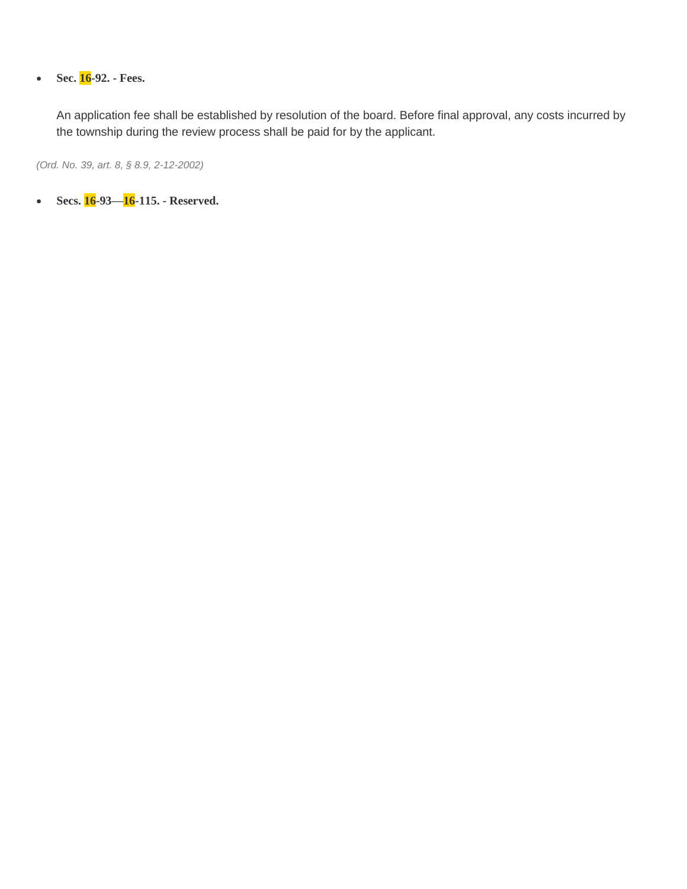- **Sec. 16-92. - Fees.**

  An application fee shall be established by resolution of the board. Before final approval, any costs incurred by the township during the review process shall be paid for by the applicant.

*(Ord. No. 39, art. 8, § 8.9, 2-12-2002)*

- **Secs. 16-93—16-115. - Reserved.**